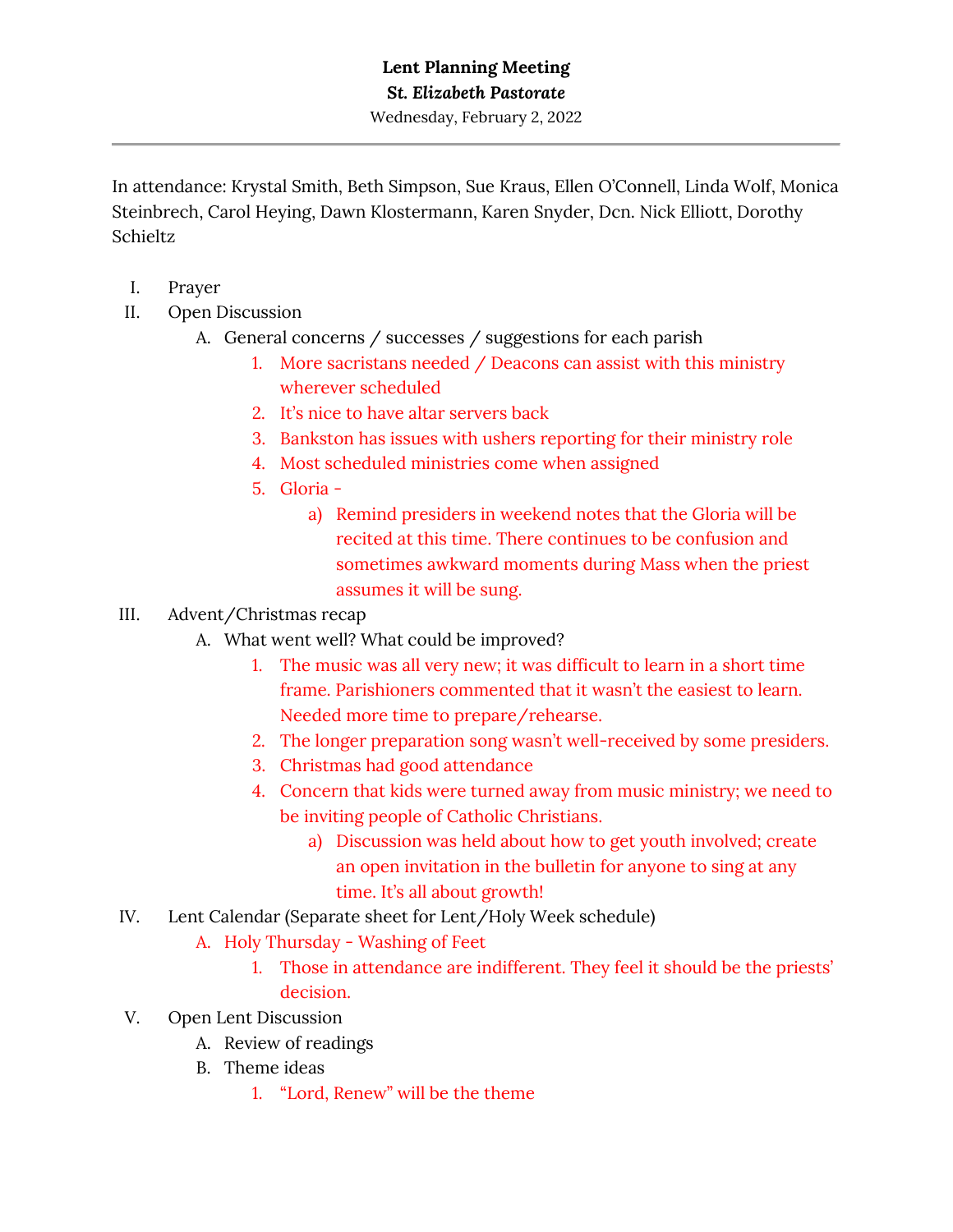**Lent Planning Meeting**

***St. Elizabeth Pastorate***

Wednesday, February 2, 2022

---

In attendance: Krystal Smith, Beth Simpson, Sue Kraus, Ellen O'Connell, Linda Wolf, Monica Steinbrech, Carol Heying, Dawn Klostermann, Karen Snyder, Dcn. Nick Elliott, Dorothy Schieltz

I. Prayer

II. Open Discussion

   A. General concerns / successes / suggestions for each parish

      1. More sacristans needed / Deacons can assist with this ministry wherever scheduled
      2. It's nice to have altar servers back
      3. Bankston has issues with ushers reporting for their ministry role
      4. Most scheduled ministries come when assigned
      5. Gloria -

         a) Remind presiders in weekend notes that the Gloria will be recited at this time. There continues to be confusion and sometimes awkward moments during Mass when the priest assumes it will be sung.

III. Advent/Christmas recap

   A. What went well? What could be improved?

      1. The music was all very new; it was difficult to learn in a short time frame. Parishioners commented that it wasn't the easiest to learn. Needed more time to prepare/rehearse.
      2. The longer preparation song wasn't well-received by some presiders.
      3. Christmas had good attendance
      4. Concern that kids were turned away from music ministry; we need to be inviting people of Catholic Christians.

         a) Discussion was held about how to get youth involved; create an open invitation in the bulletin for anyone to sing at any time. It's all about growth!

IV. Lent Calendar (Separate sheet for Lent/Holy Week schedule)

   A. Holy Thursday - Washing of Feet

      1. Those in attendance are indifferent. They feel it should be the priests' decision.

V. Open Lent Discussion

   A. Review of readings

   B. Theme ideas

      1. "Lord, Renew" will be the theme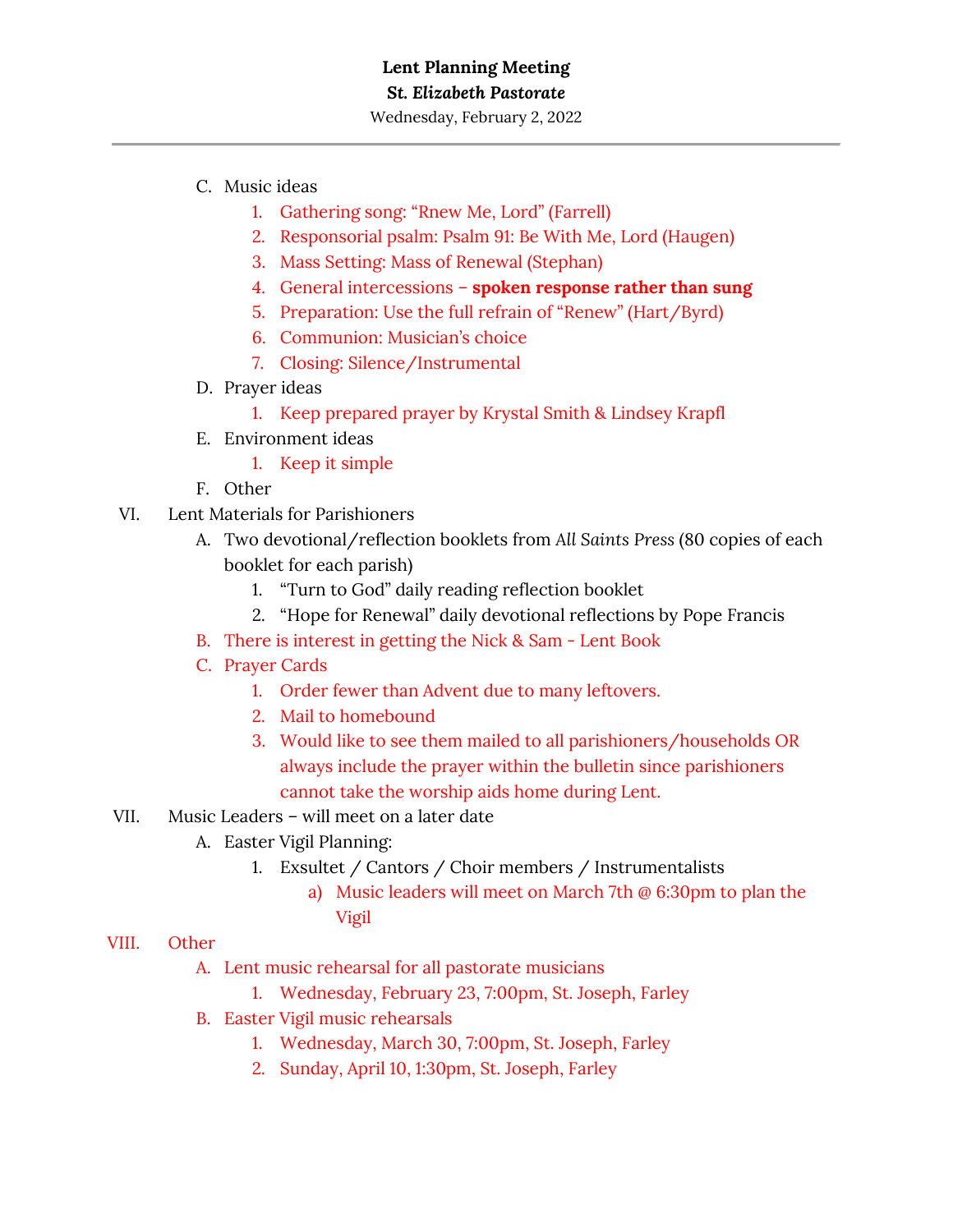**Lent Planning Meeting**
***St. Elizabeth Pastorate***
Wednesday, February 2, 2022

---

C. Music ideas
   1. Gathering song: "Rnew Me, Lord" (Farrell)
   2. Responsorial psalm: Psalm 91: Be With Me, Lord (Haugen)
   3. Mass Setting: Mass of Renewal (Stephan)
   4. General intercessions – **spoken response rather than sung**
   5. Preparation: Use the full refrain of "Renew" (Hart/Byrd)
   6. Communion: Musician's choice
   7. Closing: Silence/Instrumental

D. Prayer ideas
   1. Keep prepared prayer by Krystal Smith & Lindsey Krapfl

E. Environment ideas
   1. Keep it simple

F. Other

VI. Lent Materials for Parishioners

A. Two devotional/reflection booklets from *All Saints Press* (80 copies of each booklet for each parish)
   1. "Turn to God" daily reading reflection booklet
   2. "Hope for Renewal" daily devotional reflections by Pope Francis

B. There is interest in getting the Nick & Sam - Lent Book

C. Prayer Cards
   1. Order fewer than Advent due to many leftovers.
   2. Mail to homebound
   3. Would like to see them mailed to all parishioners/households OR always include the prayer within the bulletin since parishioners cannot take the worship aids home during Lent.

VII. Music Leaders – will meet on a later date

A. Easter Vigil Planning:
   1. Exsultet / Cantors / Choir members / Instrumentalists
      a) Music leaders will meet on March 7th @ 6:30pm to plan the Vigil

VIII. Other

A. Lent music rehearsal for all pastorate musicians
   1. Wednesday, February 23, 7:00pm, St. Joseph, Farley

B. Easter Vigil music rehearsals
   1. Wednesday, March 30, 7:00pm, St. Joseph, Farley
   2. Sunday, April 10, 1:30pm, St. Joseph, Farley